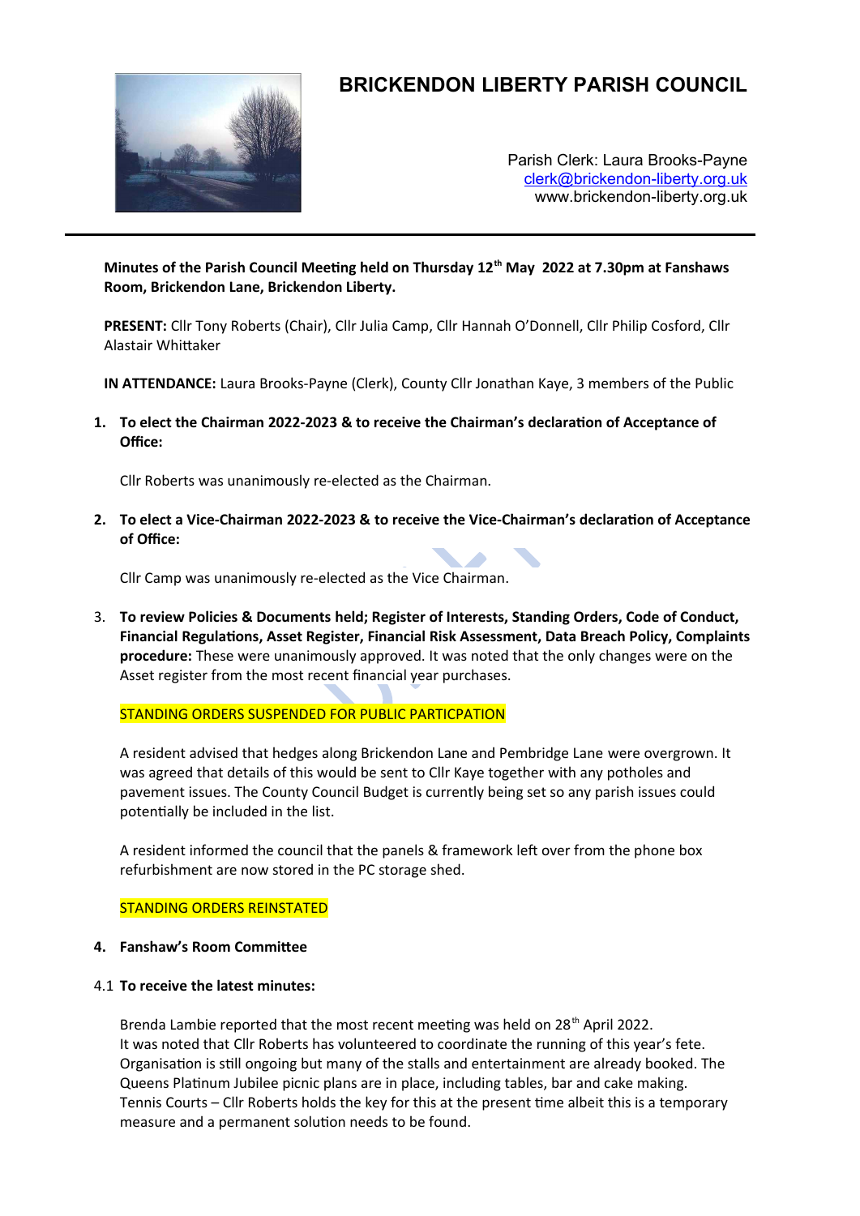# BRICKENDON LIBERTY PARISH COUNCIL

Parish Clerk: Laura Brooks-Payne
clerk@brickendon-liberty.org.uk
www.brickendon-liberty.org.uk

**Minutes of the Parish Council Meeting held on Thursday 12th May 2022 at 7.30pm at Fanshaws Room, Brickendon Lane, Brickendon Liberty.**

**PRESENT:** Cllr Tony Roberts (Chair), Cllr Julia Camp, Cllr Hannah O'Donnell, Cllr Philip Cosford, Cllr Alastair Whittaker

**IN ATTENDANCE:** Laura Brooks-Payne (Clerk), County Cllr Jonathan Kaye, 3 members of the Public

1. **To elect the Chairman 2022-2023 & to receive the Chairman's declaration of Acceptance of Office:**

   Cllr Roberts was unanimously re-elected as the Chairman.

2. **To elect a Vice-Chairman 2022-2023 & to receive the Vice-Chairman's declaration of Acceptance of Office:**

   Cllr Camp was unanimously re-elected as the Vice Chairman.

3. **To review Policies & Documents held; Register of Interests, Standing Orders, Code of Conduct, Financial Regulations, Asset Register, Financial Risk Assessment, Data Breach Policy, Complaints procedure:** These were unanimously approved. It was noted that the only changes were on the Asset register from the most recent financial year purchases.

   STANDING ORDERS SUSPENDED FOR PUBLIC PARTICPATION

   A resident advised that hedges along Brickendon Lane and Pembridge Lane were overgrown. It was agreed that details of this would be sent to Cllr Kaye together with any potholes and pavement issues. The County Council Budget is currently being set so any parish issues could potentially be included in the list.

   A resident informed the council that the panels & framework left over from the phone box refurbishment are now stored in the PC storage shed.

   STANDING ORDERS REINSTATED

4. **Fanshaw's Room Committee**

4.1 **To receive the latest minutes:**

Brenda Lambie reported that the most recent meeting was held on 28th April 2022.
It was noted that Cllr Roberts has volunteered to coordinate the running of this year's fete. Organisation is still ongoing but many of the stalls and entertainment are already booked. The Queens Platinum Jubilee picnic plans are in place, including tables, bar and cake making.
Tennis Courts – Cllr Roberts holds the key for this at the present time albeit this is a temporary measure and a permanent solution needs to be found.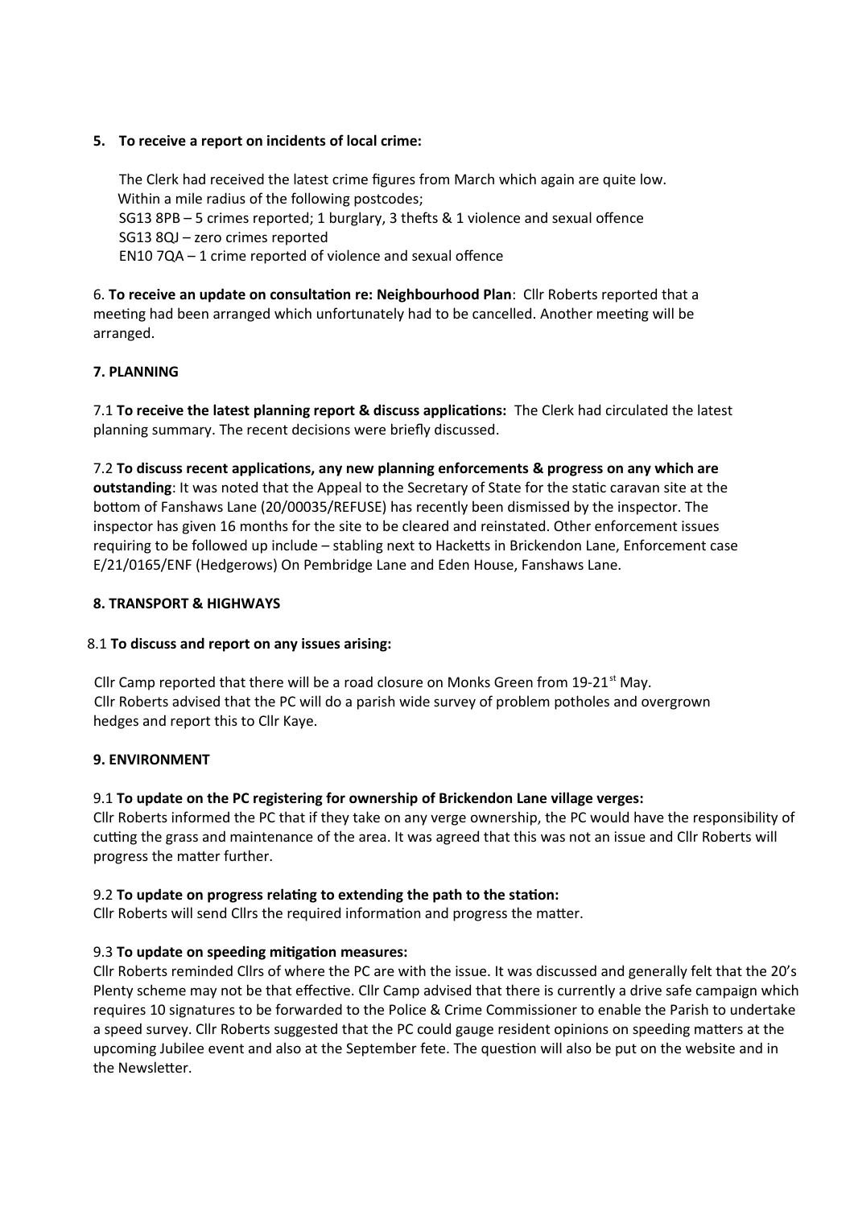**5. To receive a report on incidents of local crime:**

The Clerk had received the latest crime figures from March which again are quite low. Within a mile radius of the following postcodes;
SG13 8PB – 5 crimes reported; 1 burglary, 3 thefts & 1 violence and sexual offence
SG13 8QJ – zero crimes reported
EN10 7QA – 1 crime reported of violence and sexual offence

6. **To receive an update on consultation re: Neighbourhood Plan**: Cllr Roberts reported that a meeting had been arranged which unfortunately had to be cancelled. Another meeting will be arranged.

**7. PLANNING**

7.1 **To receive the latest planning report & discuss applications:** The Clerk had circulated the latest planning summary. The recent decisions were briefly discussed.

7.2 **To discuss recent applications, any new planning enforcements & progress on any which are outstanding**: It was noted that the Appeal to the Secretary of State for the static caravan site at the bottom of Fanshaws Lane (20/00035/REFUSE) has recently been dismissed by the inspector. The inspector has given 16 months for the site to be cleared and reinstated. Other enforcement issues requiring to be followed up include – stabling next to Hacketts in Brickendon Lane, Enforcement case E/21/0165/ENF (Hedgerows) On Pembridge Lane and Eden House, Fanshaws Lane.

**8. TRANSPORT & HIGHWAYS**

8.1 **To discuss and report on any issues arising:**

Cllr Camp reported that there will be a road closure on Monks Green from 19-21st May.
Cllr Roberts advised that the PC will do a parish wide survey of problem potholes and overgrown hedges and report this to Cllr Kaye.

**9. ENVIRONMENT**

9.1 **To update on the PC registering for ownership of Brickendon Lane village verges:**
Cllr Roberts informed the PC that if they take on any verge ownership, the PC would have the responsibility of cutting the grass and maintenance of the area. It was agreed that this was not an issue and Cllr Roberts will progress the matter further.

9.2 **To update on progress relating to extending the path to the station:**
Cllr Roberts will send Cllrs the required information and progress the matter.

9.3 **To update on speeding mitigation measures:**
Cllr Roberts reminded Cllrs of where the PC are with the issue. It was discussed and generally felt that the 20's Plenty scheme may not be that effective. Cllr Camp advised that there is currently a drive safe campaign which requires 10 signatures to be forwarded to the Police & Crime Commissioner to enable the Parish to undertake a speed survey. Cllr Roberts suggested that the PC could gauge resident opinions on speeding matters at the upcoming Jubilee event and also at the September fete. The question will also be put on the website and in the Newsletter.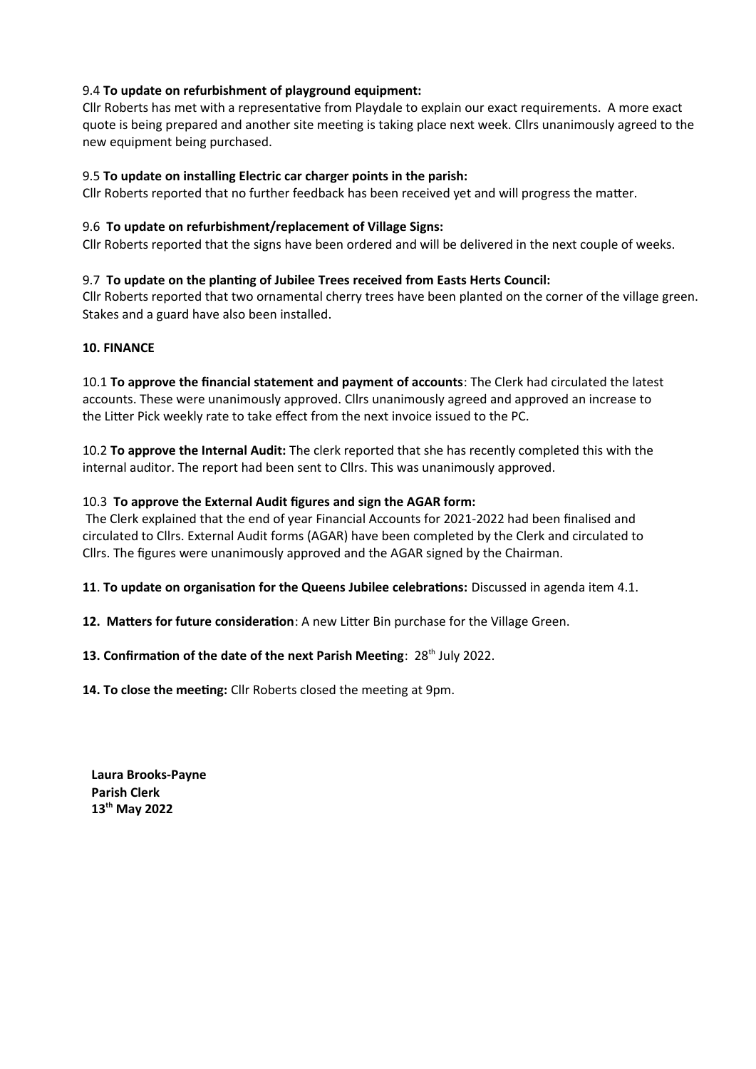9.4 **To update on refurbishment of playground equipment:**
Cllr Roberts has met with a representative from Playdale to explain our exact requirements. A more exact quote is being prepared and another site meeting is taking place next week. Cllrs unanimously agreed to the new equipment being purchased.

9.5 **To update on installing Electric car charger points in the parish:**
Cllr Roberts reported that no further feedback has been received yet and will progress the matter.

9.6 **To update on refurbishment/replacement of Village Signs:**
Cllr Roberts reported that the signs have been ordered and will be delivered in the next couple of weeks.

9.7 **To update on the planting of Jubilee Trees received from Easts Herts Council:**
Cllr Roberts reported that two ornamental cherry trees have been planted on the corner of the village green. Stakes and a guard have also been installed.

**10. FINANCE**

10.1 **To approve the financial statement and payment of accounts**: The Clerk had circulated the latest accounts. These were unanimously approved. Cllrs unanimously agreed and approved an increase to the Litter Pick weekly rate to take effect from the next invoice issued to the PC.

10.2 **To approve the Internal Audit:** The clerk reported that she has recently completed this with the internal auditor. The report had been sent to Cllrs. This was unanimously approved.

10.3 **To approve the External Audit figures and sign the AGAR form:**
The Clerk explained that the end of year Financial Accounts for 2021-2022 had been finalised and circulated to Cllrs. External Audit forms (AGAR) have been completed by the Clerk and circulated to Cllrs. The figures were unanimously approved and the AGAR signed by the Chairman.

**11**. **To update on organisation for the Queens Jubilee celebrations:** Discussed in agenda item 4.1.

**12. Matters for future consideration**: A new Litter Bin purchase for the Village Green.

**13. Confirmation of the date of the next Parish Meeting**: 28th July 2022.

**14. To close the meeting:** Cllr Roberts closed the meeting at 9pm.

**Laura Brooks-Payne**
**Parish Clerk**
**13th May 2022**